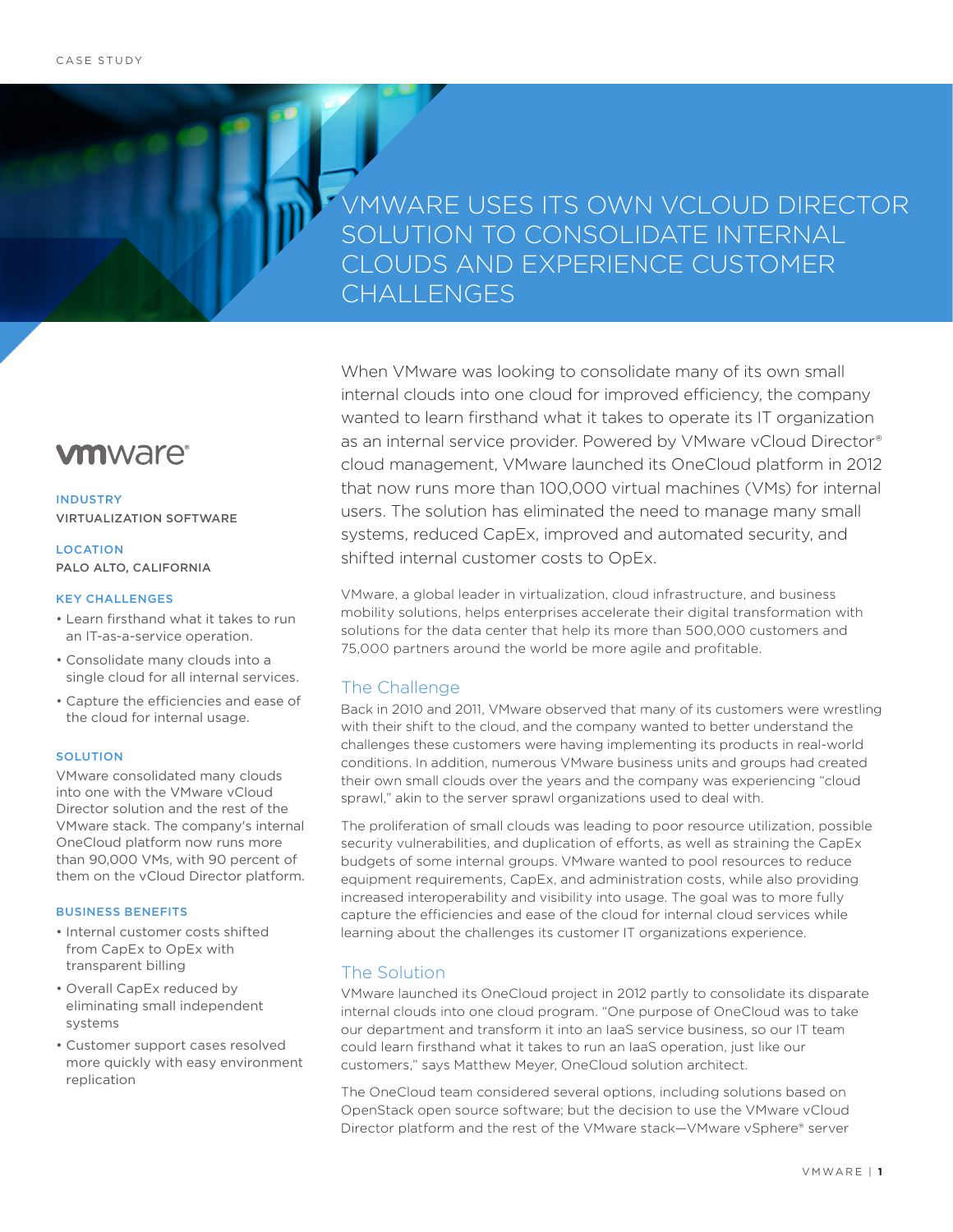CASE STUDY

# VMWARE USES ITS OWN VCLOUD DIRECTOR SOLUTION TO CONSOLIDATE INTERNAL CLOUDS AND EXPERIENCE CUSTOMER CHALLENGES

vmware®

**INDUSTRY**

VIRTUALIZATION SOFTWARE

**LOCATION**

PALO ALTO, CALIFORNIA

**KEY CHALLENGES**

- Learn firsthand what it takes to run an IT-as-a-service operation.
- Consolidate many clouds into a single cloud for all internal services.
- Capture the efficiencies and ease of the cloud for internal usage.

**SOLUTION**

VMware consolidated many clouds into one with the VMware vCloud Director solution and the rest of the VMware stack. The company's internal OneCloud platform now runs more than 90,000 VMs, with 90 percent of them on the vCloud Director platform.

**BUSINESS BENEFITS**

- Internal customer costs shifted from CapEx to OpEx with transparent billing
- Overall CapEx reduced by eliminating small independent systems
- Customer support cases resolved more quickly with easy environment replication

When VMware was looking to consolidate many of its own small internal clouds into one cloud for improved efficiency, the company wanted to learn firsthand what it takes to operate its IT organization as an internal service provider. Powered by VMware vCloud Director® cloud management, VMware launched its OneCloud platform in 2012 that now runs more than 100,000 virtual machines (VMs) for internal users. The solution has eliminated the need to manage many small systems, reduced CapEx, improved and automated security, and shifted internal customer costs to OpEx.

VMware, a global leader in virtualization, cloud infrastructure, and business mobility solutions, helps enterprises accelerate their digital transformation with solutions for the data center that help its more than 500,000 customers and 75,000 partners around the world be more agile and profitable.

## The Challenge

Back in 2010 and 2011, VMware observed that many of its customers were wrestling with their shift to the cloud, and the company wanted to better understand the challenges these customers were having implementing its products in real-world conditions. In addition, numerous VMware business units and groups had created their own small clouds over the years and the company was experiencing "cloud sprawl," akin to the server sprawl organizations used to deal with.

The proliferation of small clouds was leading to poor resource utilization, possible security vulnerabilities, and duplication of efforts, as well as straining the CapEx budgets of some internal groups. VMware wanted to pool resources to reduce equipment requirements, CapEx, and administration costs, while also providing increased interoperability and visibility into usage. The goal was to more fully capture the efficiencies and ease of the cloud for internal cloud services while learning about the challenges its customer IT organizations experience.

## The Solution

VMware launched its OneCloud project in 2012 partly to consolidate its disparate internal clouds into one cloud program. "One purpose of OneCloud was to take our department and transform it into an IaaS service business, so our IT team could learn firsthand what it takes to run an IaaS operation, just like our customers," says Matthew Meyer, OneCloud solution architect.

The OneCloud team considered several options, including solutions based on OpenStack open source software; but the decision to use the VMware vCloud Director platform and the rest of the VMware stack—VMware vSphere® server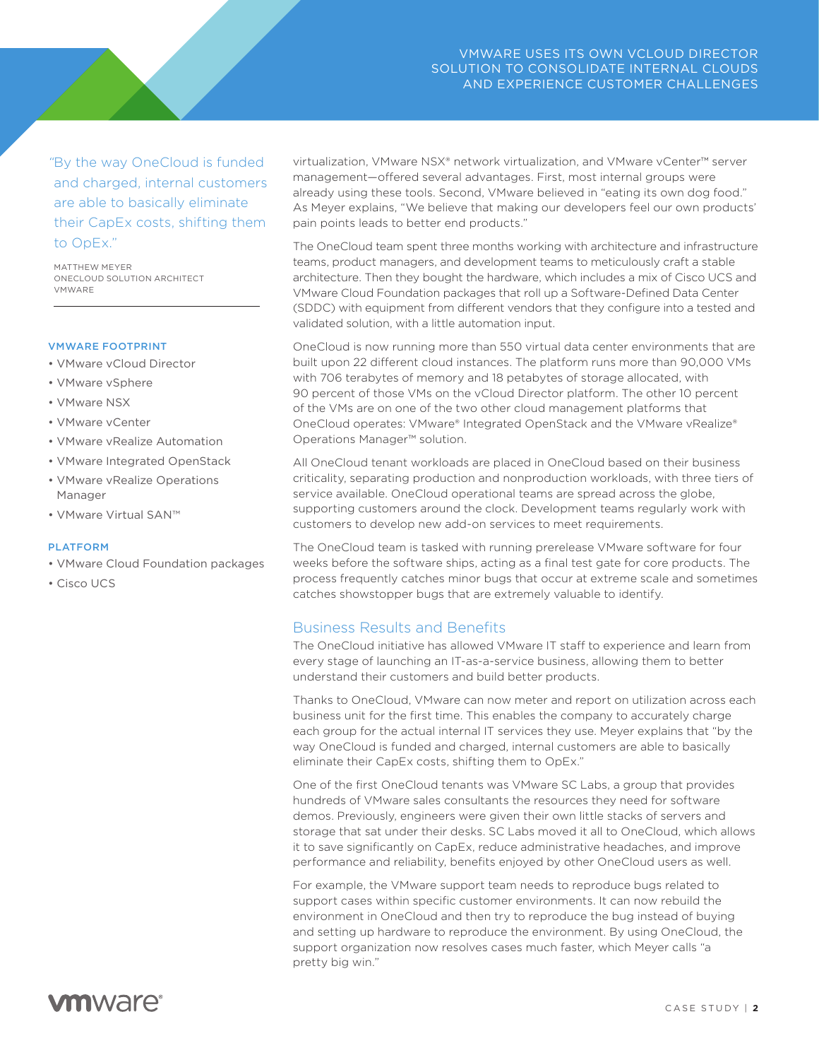"By the way OneCloud is funded and charged, internal customers are able to basically eliminate their CapEx costs, shifting them to OpEx."

MATTHEW MEYER
ONECLOUD SOLUTION ARCHITECT
VMWARE

**VMWARE FOOTPRINT**

- VMware vCloud Director
- VMware vSphere
- VMware NSX
- VMware vCenter
- VMware vRealize Automation
- VMware Integrated OpenStack
- VMware vRealize Operations Manager
- VMware Virtual SAN™

**PLATFORM**

- VMware Cloud Foundation packages
- Cisco UCS

virtualization, VMware NSX® network virtualization, and VMware vCenter™ server management—offered several advantages. First, most internal groups were already using these tools. Second, VMware believed in "eating its own dog food." As Meyer explains, "We believe that making our developers feel our own products' pain points leads to better end products."

The OneCloud team spent three months working with architecture and infrastructure teams, product managers, and development teams to meticulously craft a stable architecture. Then they bought the hardware, which includes a mix of Cisco UCS and VMware Cloud Foundation packages that roll up a Software-Defined Data Center (SDDC) with equipment from different vendors that they configure into a tested and validated solution, with a little automation input.

OneCloud is now running more than 550 virtual data center environments that are built upon 22 different cloud instances. The platform runs more than 90,000 VMs with 706 terabytes of memory and 18 petabytes of storage allocated, with 90 percent of those VMs on the vCloud Director platform. The other 10 percent of the VMs are on one of the two other cloud management platforms that OneCloud operates: VMware® Integrated OpenStack and the VMware vRealize® Operations Manager™ solution.

All OneCloud tenant workloads are placed in OneCloud based on their business criticality, separating production and nonproduction workloads, with three tiers of service available. OneCloud operational teams are spread across the globe, supporting customers around the clock. Development teams regularly work with customers to develop new add-on services to meet requirements.

The OneCloud team is tasked with running prerelease VMware software for four weeks before the software ships, acting as a final test gate for core products. The process frequently catches minor bugs that occur at extreme scale and sometimes catches showstopper bugs that are extremely valuable to identify.

## Business Results and Benefits

The OneCloud initiative has allowed VMware IT staff to experience and learn from every stage of launching an IT-as-a-service business, allowing them to better understand their customers and build better products.

Thanks to OneCloud, VMware can now meter and report on utilization across each business unit for the first time. This enables the company to accurately charge each group for the actual internal IT services they use. Meyer explains that "by the way OneCloud is funded and charged, internal customers are able to basically eliminate their CapEx costs, shifting them to OpEx."

One of the first OneCloud tenants was VMware SC Labs, a group that provides hundreds of VMware sales consultants the resources they need for software demos. Previously, engineers were given their own little stacks of servers and storage that sat under their desks. SC Labs moved it all to OneCloud, which allows it to save significantly on CapEx, reduce administrative headaches, and improve performance and reliability, benefits enjoyed by other OneCloud users as well.

For example, the VMware support team needs to reproduce bugs related to support cases within specific customer environments. It can now rebuild the environment in OneCloud and then try to reproduce the bug instead of buying and setting up hardware to reproduce the environment. By using OneCloud, the support organization now resolves cases much faster, which Meyer calls "a pretty big win."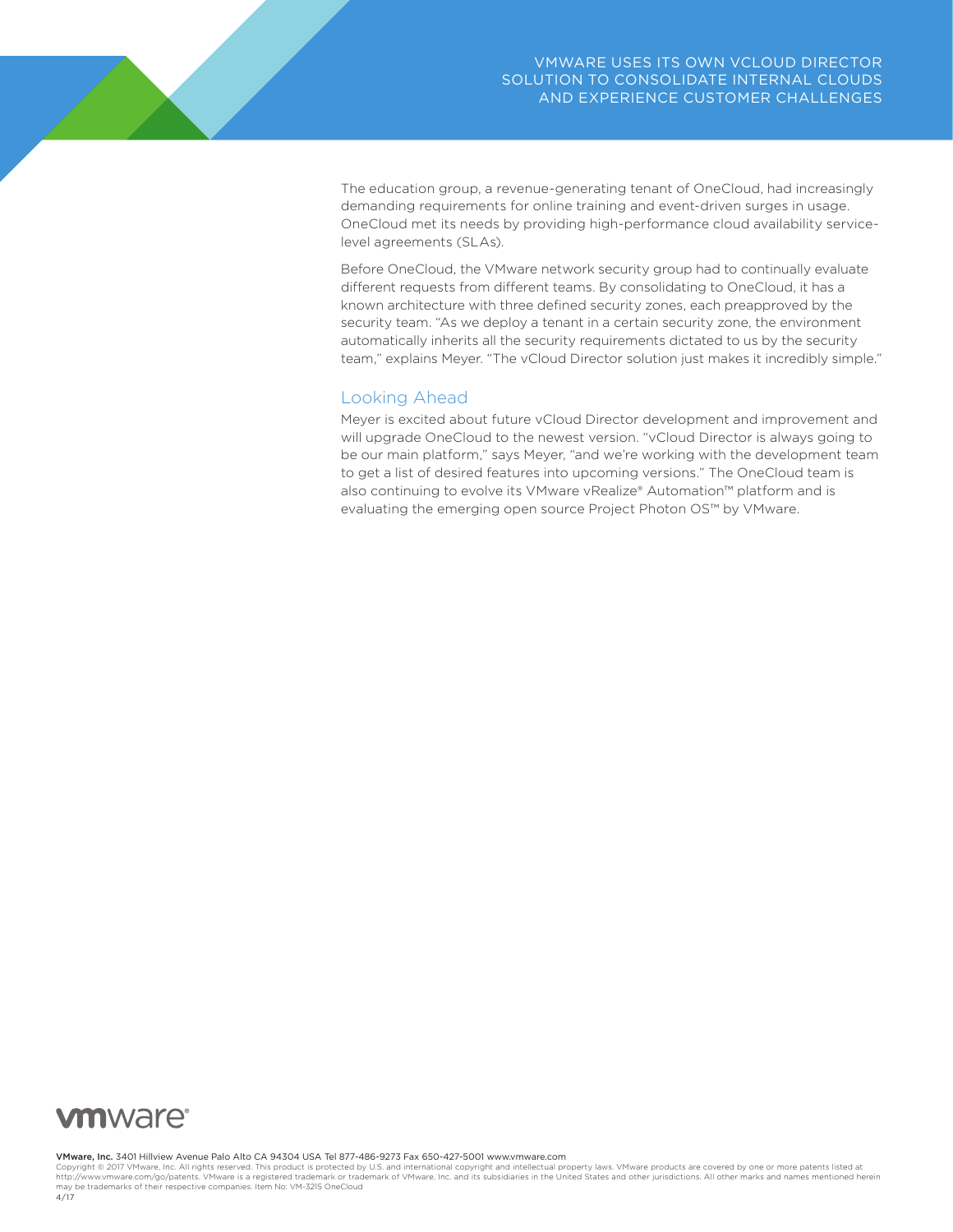The education group, a revenue-generating tenant of OneCloud, had increasingly demanding requirements for online training and event-driven surges in usage. OneCloud met its needs by providing high-performance cloud availability service-level agreements (SLAs).

Before OneCloud, the VMware network security group had to continually evaluate different requests from different teams. By consolidating to OneCloud, it has a known architecture with three defined security zones, each preapproved by the security team. "As we deploy a tenant in a certain security zone, the environment automatically inherits all the security requirements dictated to us by the security team," explains Meyer. "The vCloud Director solution just makes it incredibly simple."

## Looking Ahead

Meyer is excited about future vCloud Director development and improvement and will upgrade OneCloud to the newest version. "vCloud Director is always going to be our main platform," says Meyer, "and we're working with the development team to get a list of desired features into upcoming versions." The OneCloud team is also continuing to evolve its VMware vRealize® Automation™ platform and is evaluating the emerging open source Project Photon OS™ by VMware.

**VMware, Inc.** 3401 Hillview Avenue Palo Alto CA 94304 USA Tel 877-486-9273 Fax 650-427-5001 www.vmware.com
Copyright © 2017 VMware, Inc. All rights reserved. This product is protected by U.S. and international copyright and intellectual property laws. VMware products are covered by one or more patents listed at http://www.vmware.com/go/patents. VMware is a registered trademark or trademark of VMware, Inc. and its subsidiaries in the United States and other jurisdictions. All other marks and names mentioned herein may be trademarks of their respective companies. Item No: VM-3215 OneCloud
4/17